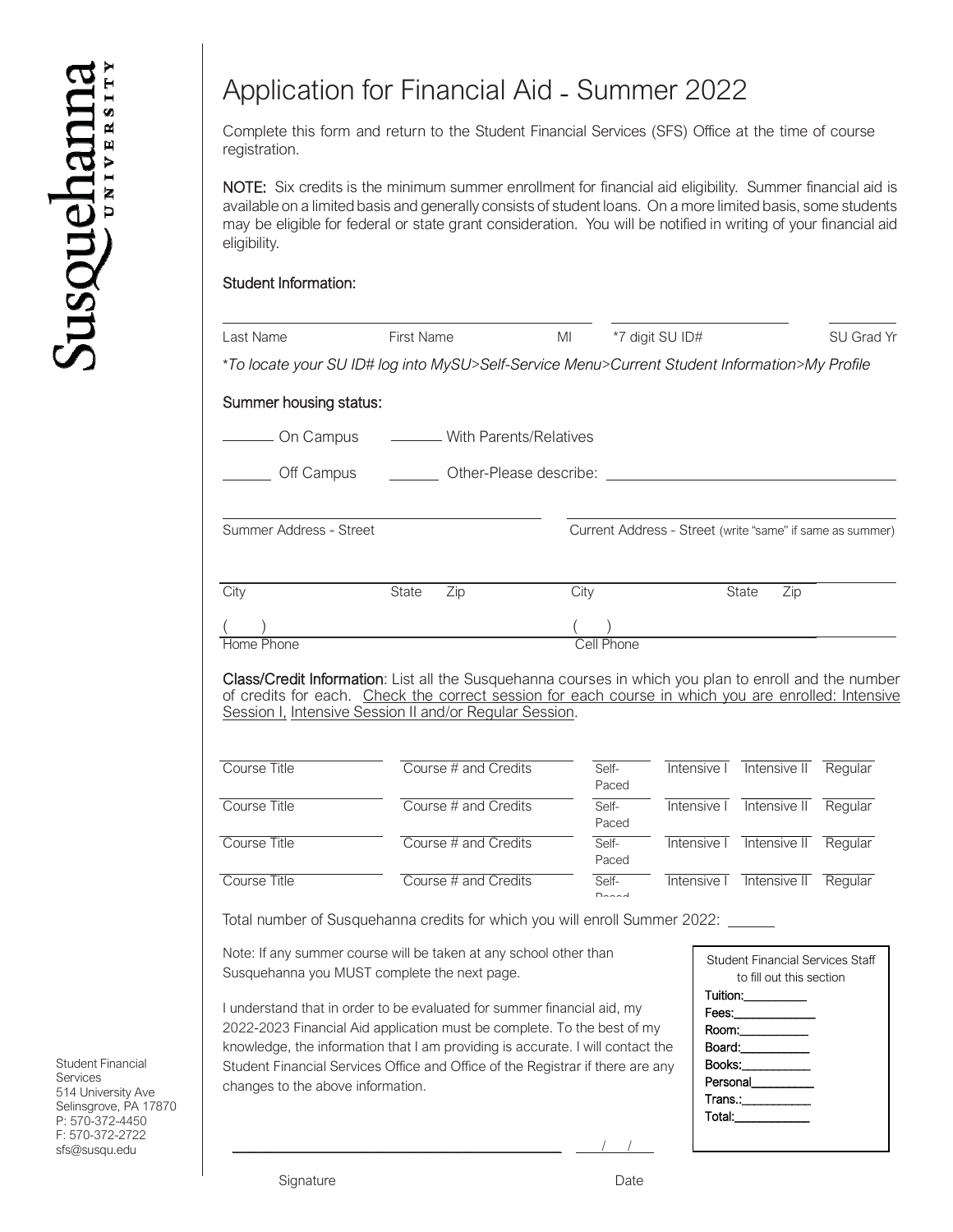Susquehanna UNIVERSITY

# Application for Financial Aid - Summer 2022

Complete this form and return to the Student Financial Services (SFS) Office at the time of course registration.

**NOTE:** Six credits is the minimum summer enrollment for financial aid eligibility. Summer financial aid is available on a limited basis and generally consists of student loans. On a more limited basis, some students may be eligible for federal or state grant consideration. You will be notified in writing of your financial aid eligibility.

## Student Information:

Last Name ______ First Name ______ MI ______ *7 digit SU ID# ______ SU Grad Yr ______

**To locate your SU ID# log into MySU>Self-Service Menu>Current Student Information>My Profile*

## Summer housing status:

______ On Campus ______ With Parents/Relatives

______ Off Campus ______ Other-Please describe: ______

Summer Address - Street ______ Current Address - Street (write "same" if same as summer) ______

City ______ State ______ Zip ______ City ______ State ______ Zip ______

( ) Home Phone ______ ( ) Cell Phone ______

**Class/Credit Information**: List all the Susquehanna courses in which you plan to enroll and the number of credits for each. <u>Check the correct session for each course in which you are enrolled: Intensive Session I, Intensive Session II and/or Regular Session</u>.

| Course Title | Course # and Credits | Self-Paced | Intensive I | Intensive II | Regular |
|---|---|---|---|---|---|
| | | | | | |
| | | | | | |
| | | | | | |
| | | | | | |

Total number of Susquehanna credits for which you will enroll Summer 2022: ______

Note: If any summer course will be taken at any school other than Susquehanna you MUST complete the next page.

I understand that in order to be evaluated for summer financial aid, my 2022-2023 Financial Aid application must be complete. To the best of my knowledge, the information that I am providing is accurate. I will contact the Student Financial Services Office and Office of the Registrar if there are any changes to the above information.

| Student Financial Services Staff to fill out this section |
|---|
| Tuition: ______ |
| Fees: ______ |
| Room: ______ |
| Board: ______ |
| Books: ______ |
| Personal ______ |
| Trans.: ______ |
| Total: ______ |

______ Signature ___/___/___ Date

Student Financial Services
514 University Ave
Selinsgrove, PA 17870
P: 570-372-4450
F: 570-372-2722
sfs@susqu.edu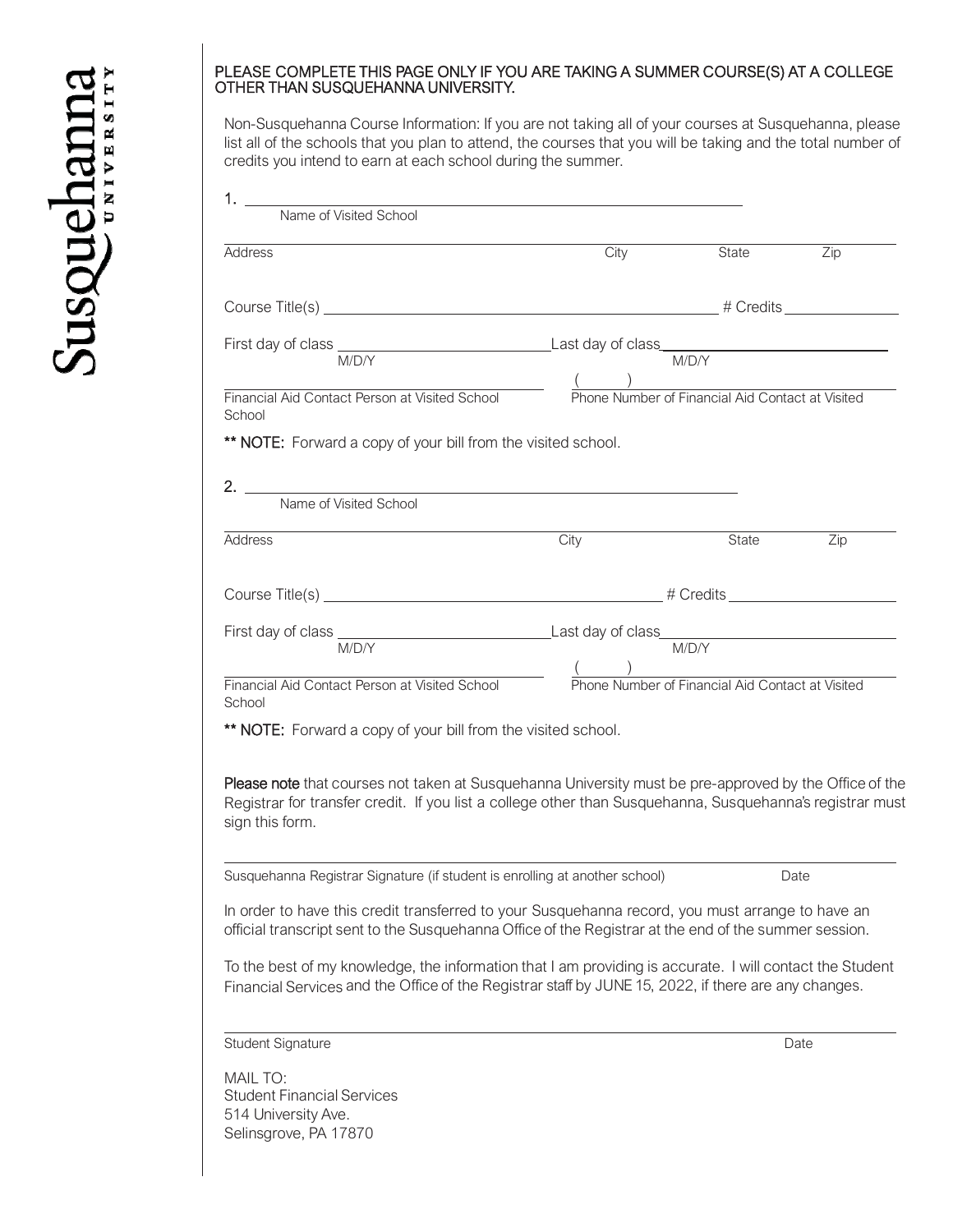Susquehanna UNIVERSITY

PLEASE COMPLETE THIS PAGE ONLY IF YOU ARE TAKING A SUMMER COURSE(S) AT A COLLEGE OTHER THAN SUSQUEHANNA UNIVERSITY.

Non-Susquehanna Course Information: If you are not taking all of your courses at Susquehanna, please list all of the schools that you plan to attend, the courses that you will be taking and the total number of credits you intend to earn at each school during the summer.

1. ______________________________________________
Name of Visited School

______________________________________________
Address  City  State  Zip

Course Title(s) ______________________________ # Credits __________

First day of class ______________ Last day of class ______________
M/D/Y  M/D/Y

______________________________  (      ) ______________________________
Financial Aid Contact Person at Visited School  Phone Number of Financial Aid Contact at Visited School

**** NOTE:** Forward a copy of your bill from the visited school.

2. ______________________________________________
Name of Visited School

______________________________________________
Address  City  State  Zip

Course Title(s) ______________________________ # Credits __________

First day of class ______________ Last day of class ______________
M/D/Y  M/D/Y

______________________________  (      ) ______________________________
Financial Aid Contact Person at Visited School  Phone Number of Financial Aid Contact at Visited School

**** NOTE:** Forward a copy of your bill from the visited school.

**Please note** that courses not taken at Susquehanna University must be pre-approved by the Office of the Registrar for transfer credit. If you list a college other than Susquehanna, Susquehanna's registrar must sign this form.

______________________________________________
Susquehanna Registrar Signature (if student is enrolling at another school)  Date

In order to have this credit transferred to your Susquehanna record, you must arrange to have an official transcript sent to the Susquehanna Office of the Registrar at the end of the summer session.

To the best of my knowledge, the information that I am providing is accurate. I will contact the Student Financial Services and the Office of the Registrar staff by JUNE 15, 2022, if there are any changes.

______________________________________________
Student Signature  Date

MAIL TO:
Student Financial Services
514 University Ave.
Selinsgrove, PA 17870